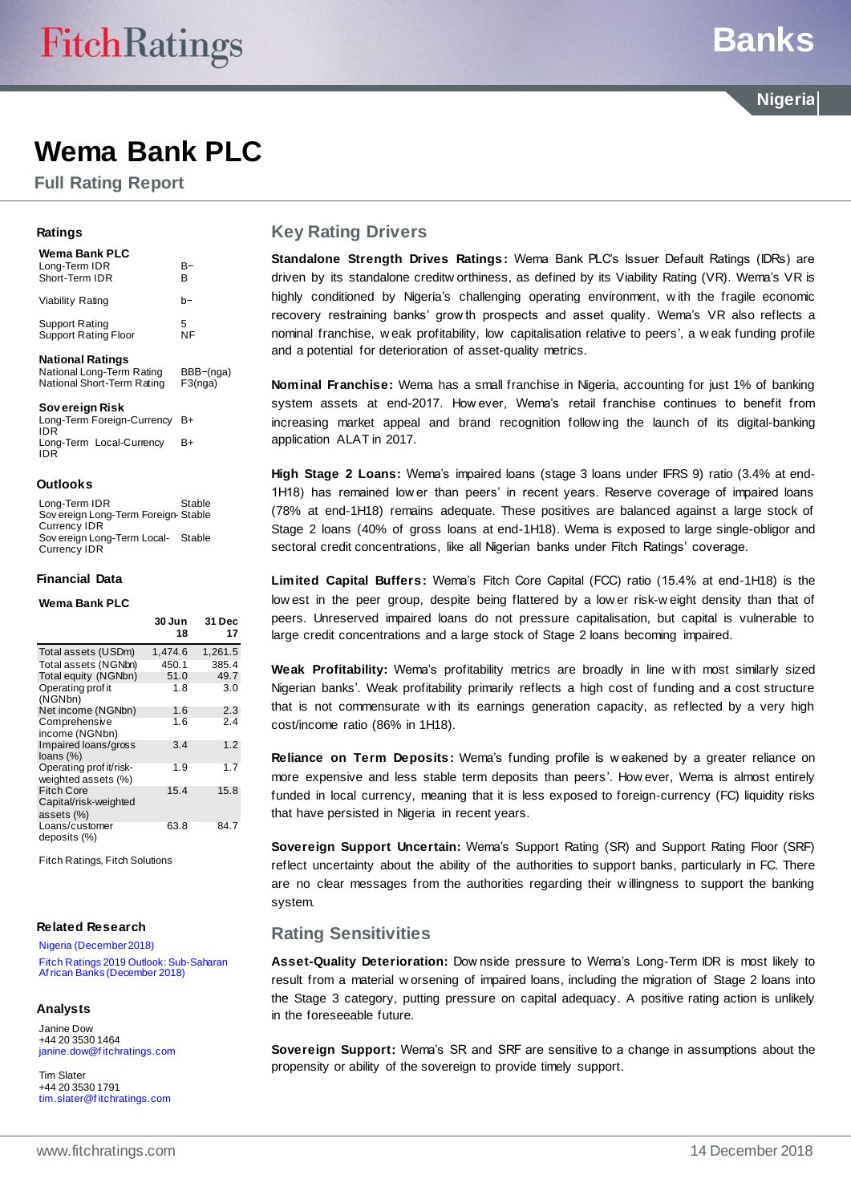# Wema Bank PLC

**Full Rating Report**

## Ratings

**Wema Bank PLC**

| | |
|---|---|
| Long-Term IDR | B− |
| Short-Term IDR | B |
| Viability Rating | b− |
| Support Rating | 5 |
| Support Rating Floor | NF |

**National Ratings**

| | |
|---|---|
| National Long-Term Rating | BBB−(nga) |
| National Short-Term Rating | F3(nga) |

**Sovereign Risk**

| | |
|---|---|
| Long-Term Foreign-Currency IDR | B+ |
| Long-Term Local-Currency IDR | B+ |

## Outlooks

| | |
|---|---|
| Long-Term IDR | Stable |
| Sovereign Long-Term Foreign-Currency IDR | Stable |
| Sovereign Long-Term Local-Currency IDR | Stable |

## Financial Data

**Wema Bank PLC**

| | 30 Jun 18 | 31 Dec 17 |
|---|---|---|
| Total assets (USDm) | 1,474.6 | 1,261.5 |
| Total assets (NGNbn) | 450.1 | 385.4 |
| Total equity (NGNbn) | 51.0 | 49.7 |
| Operating profit (NGNbn) | 1.8 | 3.0 |
| Net income (NGNbn) | 1.6 | 2.3 |
| Comprehensive income (NGNbn) | 1.6 | 2.4 |
| Impaired loans/gross loans (%) | 3.4 | 1.2 |
| Operating profit/risk-weighted assets (%) | 1.9 | 1.7 |
| Fitch Core Capital/risk-weighted assets (%) | 15.4 | 15.8 |
| Loans/customer deposits (%) | 63.8 | 84.7 |

Fitch Ratings, Fitch Solutions

## Related Research

Nigeria (December 2018)

Fitch Ratings 2019 Outlook: Sub-Saharan African Banks (December 2018)

## Analysts

Janine Dow
+44 20 3530 1464
janine.dow@fitchratings.com

Tim Slater
+44 20 3530 1791
tim.slater@fitchratings.com

## Key Rating Drivers

**Standalone Strength Drives Ratings:** Wema Bank PLC's Issuer Default Ratings (IDRs) are driven by its standalone creditworthiness, as defined by its Viability Rating (VR). Wema's VR is highly conditioned by Nigeria's challenging operating environment, with the fragile economic recovery restraining banks' growth prospects and asset quality. Wema's VR also reflects a nominal franchise, weak profitability, low capitalisation relative to peers', a weak funding profile and a potential for deterioration of asset-quality metrics.

**Nominal Franchise:** Wema has a small franchise in Nigeria, accounting for just 1% of banking system assets at end-2017. However, Wema's retail franchise continues to benefit from increasing market appeal and brand recognition following the launch of its digital-banking application ALAT in 2017.

**High Stage 2 Loans:** Wema's impaired loans (stage 3 loans under IFRS 9) ratio (3.4% at end-1H18) has remained lower than peers' in recent years. Reserve coverage of impaired loans (78% at end-1H18) remains adequate. These positives are balanced against a large stock of Stage 2 loans (40% of gross loans at end-1H18). Wema is exposed to large single-obligor and sectoral credit concentrations, like all Nigerian banks under Fitch Ratings' coverage.

**Limited Capital Buffers:** Wema's Fitch Core Capital (FCC) ratio (15.4% at end-1H18) is the lowest in the peer group, despite being flattered by a lower risk-weight density than that of peers. Unreserved impaired loans do not pressure capitalisation, but capital is vulnerable to large credit concentrations and a large stock of Stage 2 loans becoming impaired.

**Weak Profitability:** Wema's profitability metrics are broadly in line with most similarly sized Nigerian banks'. Weak profitability primarily reflects a high cost of funding and a cost structure that is not commensurate with its earnings generation capacity, as reflected by a very high cost/income ratio (86% in 1H18).

**Reliance on Term Deposits:** Wema's funding profile is weakened by a greater reliance on more expensive and less stable term deposits than peers'. However, Wema is almost entirely funded in local currency, meaning that it is less exposed to foreign-currency (FC) liquidity risks that have persisted in Nigeria in recent years.

**Sovereign Support Uncertain:** Wema's Support Rating (SR) and Support Rating Floor (SRF) reflect uncertainty about the ability of the authorities to support banks, particularly in FC. There are no clear messages from the authorities regarding their willingness to support the banking system.

## Rating Sensitivities

**Asset-Quality Deterioration:** Downside pressure to Wema's Long-Term IDR is most likely to result from a material worsening of impaired loans, including the migration of Stage 2 loans into the Stage 3 category, putting pressure on capital adequacy. A positive rating action is unlikely in the foreseeable future.

**Sovereign Support:** Wema's SR and SRF are sensitive to a change in assumptions about the propensity or ability of the sovereign to provide timely support.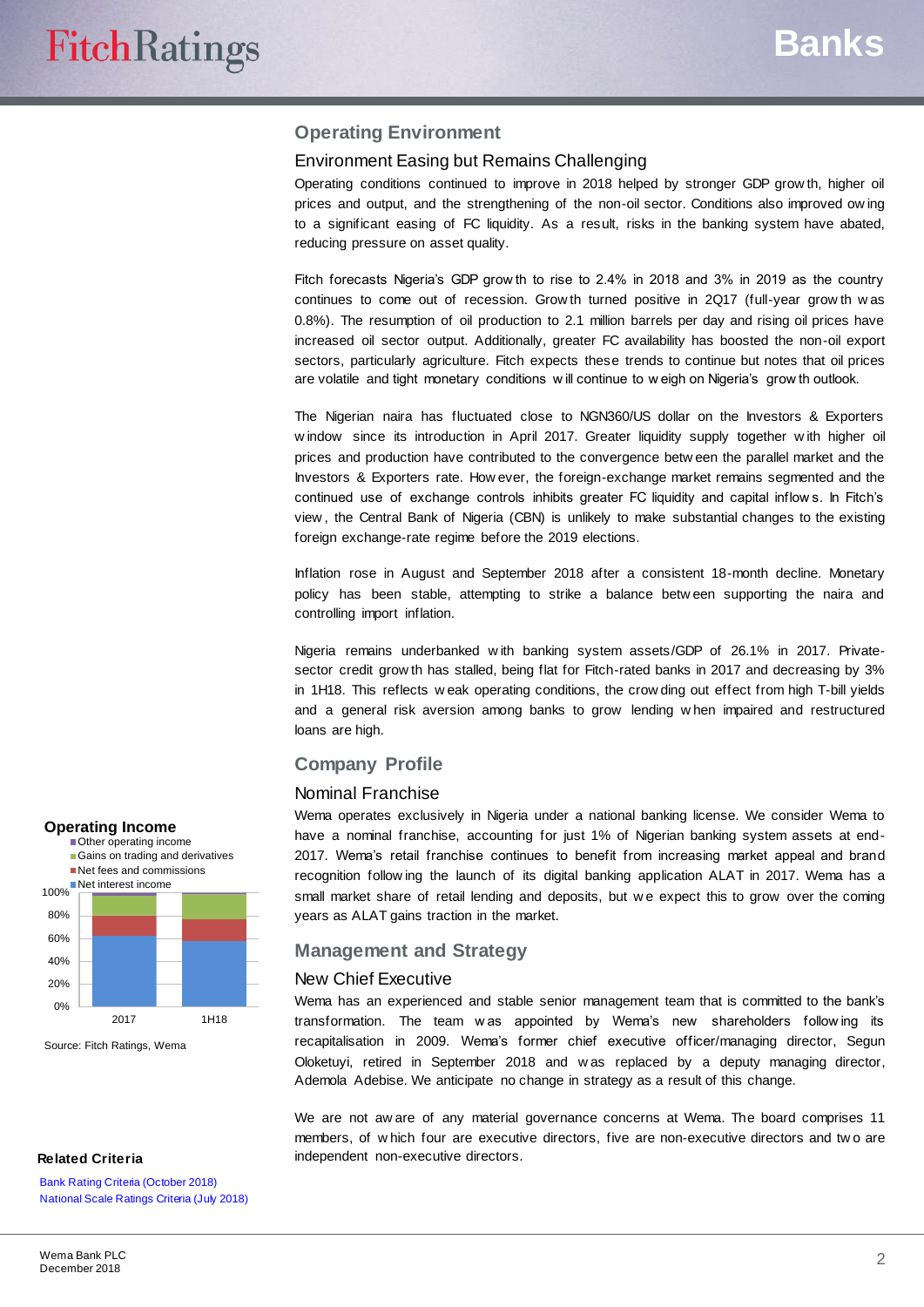## Operating Environment

### Environment Easing but Remains Challenging

Operating conditions continued to improve in 2018 helped by stronger GDP growth, higher oil prices and output, and the strengthening of the non-oil sector. Conditions also improved owing to a significant easing of FC liquidity. As a result, risks in the banking system have abated, reducing pressure on asset quality.

Fitch forecasts Nigeria's GDP growth to rise to 2.4% in 2018 and 3% in 2019 as the country continues to come out of recession. Growth turned positive in 2Q17 (full-year growth was 0.8%). The resumption of oil production to 2.1 million barrels per day and rising oil prices have increased oil sector output. Additionally, greater FC availability has boosted the non-oil export sectors, particularly agriculture. Fitch expects these trends to continue but notes that oil prices are volatile and tight monetary conditions will continue to weigh on Nigeria's growth outlook.

The Nigerian naira has fluctuated close to NGN360/US dollar on the Investors & Exporters window since its introduction in April 2017. Greater liquidity supply together with higher oil prices and production have contributed to the convergence between the parallel market and the Investors & Exporters rate. However, the foreign-exchange market remains segmented and the continued use of exchange controls inhibits greater FC liquidity and capital inflows. In Fitch's view, the Central Bank of Nigeria (CBN) is unlikely to make substantial changes to the existing foreign exchange-rate regime before the 2019 elections.

Inflation rose in August and September 2018 after a consistent 18-month decline. Monetary policy has been stable, attempting to strike a balance between supporting the naira and controlling import inflation.

Nigeria remains underbanked with banking system assets/GDP of 26.1% in 2017. Private-sector credit growth has stalled, being flat for Fitch-rated banks in 2017 and decreasing by 3% in 1H18. This reflects weak operating conditions, the crowding out effect from high T-bill yields and a general risk aversion among banks to grow lending when impaired and restructured loans are high.

## Company Profile

### Nominal Franchise

Wema operates exclusively in Nigeria under a national banking license. We consider Wema to have a nominal franchise, accounting for just 1% of Nigerian banking system assets at end-2017. Wema's retail franchise continues to benefit from increasing market appeal and brand recognition following the launch of its digital banking application ALAT in 2017. Wema has a small market share of retail lending and deposits, but we expect this to grow over the coming years as ALAT gains traction in the market.

**Operating Income**

- Other operating income
- Gains on trading and derivatives
- Net fees and commissions
- Net interest income

(Stacked bar chart, 0%–100%, for 2017 and 1H18)

Source: Fitch Ratings, Wema

## Management and Strategy

### New Chief Executive

Wema has an experienced and stable senior management team that is committed to the bank's transformation. The team was appointed by Wema's new shareholders following its recapitalisation in 2009. Wema's former chief executive officer/managing director, Segun Oloketuyi, retired in September 2018 and was replaced by a deputy managing director, Ademola Adebise. We anticipate no change in strategy as a result of this change.

We are not aware of any material governance concerns at Wema. The board comprises 11 members, of which four are executive directors, five are non-executive directors and two are independent non-executive directors.

**Related Criteria**

Bank Rating Criteria (October 2018)
National Scale Ratings Criteria (July 2018)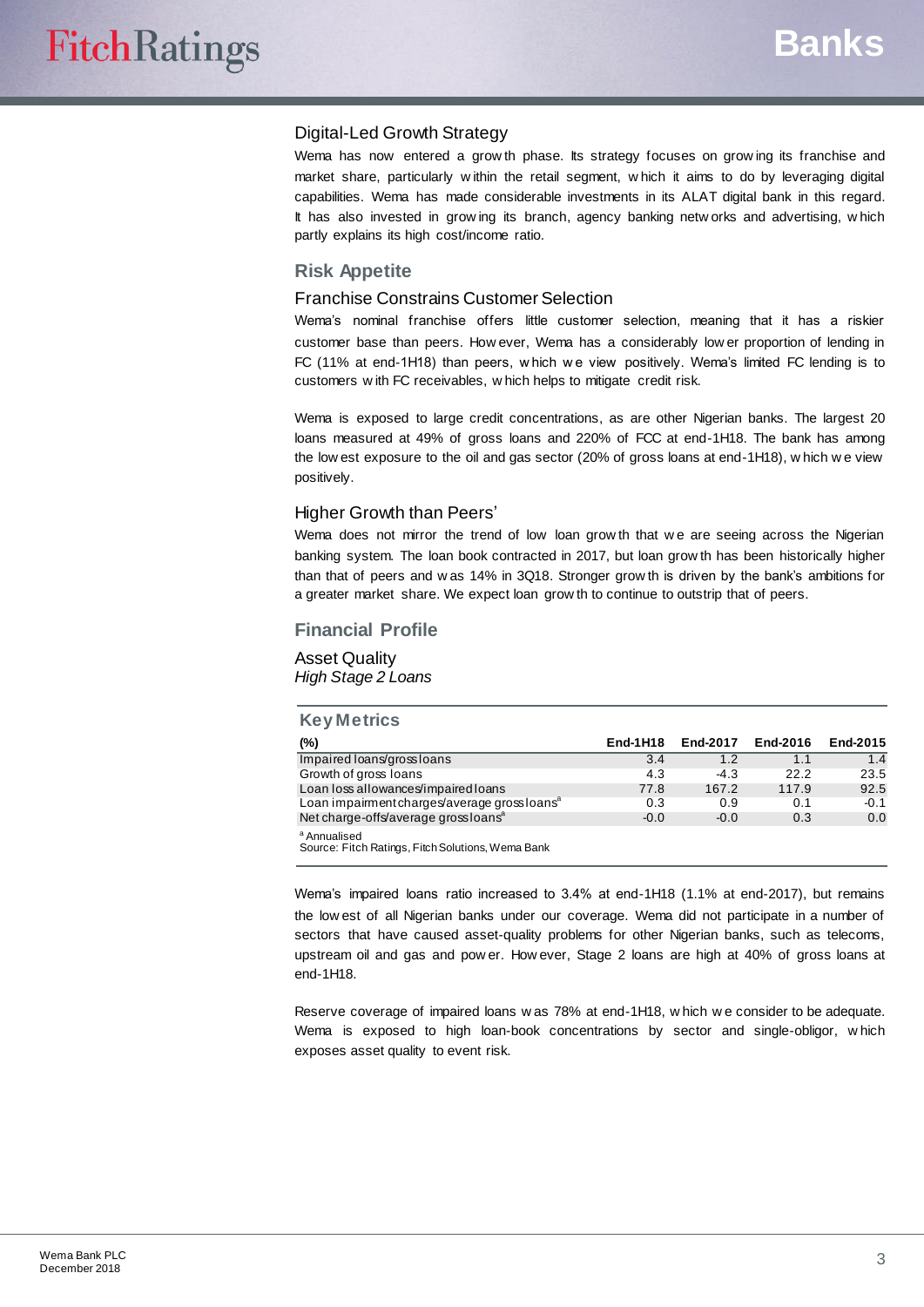### Digital-Led Growth Strategy

Wema has now entered a growth phase. Its strategy focuses on growing its franchise and market share, particularly within the retail segment, which it aims to do by leveraging digital capabilities. Wema has made considerable investments in its ALAT digital bank in this regard. It has also invested in growing its branch, agency banking networks and advertising, which partly explains its high cost/income ratio.

## Risk Appetite

### Franchise Constrains Customer Selection

Wema's nominal franchise offers little customer selection, meaning that it has a riskier customer base than peers. However, Wema has a considerably lower proportion of lending in FC (11% at end-1H18) than peers, which we view positively. Wema's limited FC lending is to customers with FC receivables, which helps to mitigate credit risk.

Wema is exposed to large credit concentrations, as are other Nigerian banks. The largest 20 loans measured at 49% of gross loans and 220% of FCC at end-1H18. The bank has among the lowest exposure to the oil and gas sector (20% of gross loans at end-1H18), which we view positively.

### Higher Growth than Peers'

Wema does not mirror the trend of low loan growth that we are seeing across the Nigerian banking system. The loan book contracted in 2017, but loan growth has been historically higher than that of peers and was 14% in 3Q18. Stronger growth is driven by the bank's ambitions for a greater market share. We expect loan growth to continue to outstrip that of peers.

## Financial Profile

### Asset Quality

*High Stage 2 Loans*

**Key Metrics**

| (%) | End-1H18 | End-2017 | End-2016 | End-2015 |
|---|---|---|---|---|
| Impaired loans/gross loans | 3.4 | 1.2 | 1.1 | 1.4 |
| Growth of gross loans | 4.3 | -4.3 | 22.2 | 23.5 |
| Loan loss allowances/impaired loans | 77.8 | 167.2 | 117.9 | 92.5 |
| Loan impairment charges/average gross loans[a] | 0.3 | 0.9 | 0.1 | -0.1 |
| Net charge-offs/average gross loans[a] | -0.0 | -0.0 | 0.3 | 0.0 |

[a] Annualised
Source: Fitch Ratings, Fitch Solutions, Wema Bank

Wema's impaired loans ratio increased to 3.4% at end-1H18 (1.1% at end-2017), but remains the lowest of all Nigerian banks under our coverage. Wema did not participate in a number of sectors that have caused asset-quality problems for other Nigerian banks, such as telecoms, upstream oil and gas and power. However, Stage 2 loans are high at 40% of gross loans at end-1H18.

Reserve coverage of impaired loans was 78% at end-1H18, which we consider to be adequate. Wema is exposed to high loan-book concentrations by sector and single-obligor, which exposes asset quality to event risk.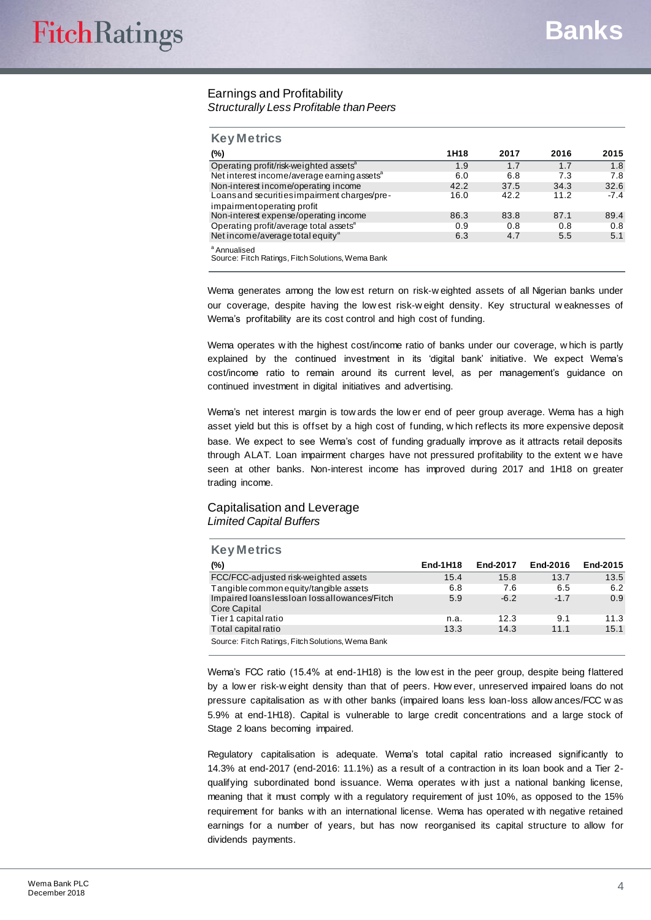## Earnings and Profitability

*Structurally Less Profitable than Peers*

### Key Metrics

| (%) | 1H18 | 2017 | 2016 | 2015 |
|---|---|---|---|---|
| Operating profit/risk-weighted assets[a] | 1.9 | 1.7 | 1.7 | 1.8 |
| Net interest income/average earning assets[a] | 6.0 | 6.8 | 7.3 | 7.8 |
| Non-interest income/operating income | 42.2 | 37.5 | 34.3 | 32.6 |
| Loans and securities impairment charges/pre-impairment operating profit | 16.0 | 42.2 | 11.2 | -7.4 |
| Non-interest expense/operating income | 86.3 | 83.8 | 87.1 | 89.4 |
| Operating profit/average total assets[a] | 0.9 | 0.8 | 0.8 | 0.8 |
| Net income/average total equity[a] | 6.3 | 4.7 | 5.5 | 5.1 |

[a] Annualised
Source: Fitch Ratings, Fitch Solutions, Wema Bank

Wema generates among the lowest return on risk-weighted assets of all Nigerian banks under our coverage, despite having the lowest risk-weight density. Key structural weaknesses of Wema's profitability are its cost control and high cost of funding.

Wema operates with the highest cost/income ratio of banks under our coverage, which is partly explained by the continued investment in its 'digital bank' initiative. We expect Wema's cost/income ratio to remain around its current level, as per management's guidance on continued investment in digital initiatives and advertising.

Wema's net interest margin is towards the lower end of peer group average. Wema has a high asset yield but this is offset by a high cost of funding, which reflects its more expensive deposit base. We expect to see Wema's cost of funding gradually improve as it attracts retail deposits through ALAT. Loan impairment charges have not pressured profitability to the extent we have seen at other banks. Non-interest income has improved during 2017 and 1H18 on greater trading income.

## Capitalisation and Leverage

*Limited Capital Buffers*

### Key Metrics

| (%) | End-1H18 | End-2017 | End-2016 | End-2015 |
|---|---|---|---|---|
| FCC/FCC-adjusted risk-weighted assets | 15.4 | 15.8 | 13.7 | 13.5 |
| Tangible common equity/tangible assets | 6.8 | 7.6 | 6.5 | 6.2 |
| Impaired loans less loan loss allowances/Fitch Core Capital | 5.9 | -6.2 | -1.7 | 0.9 |
| Tier 1 capital ratio | n.a. | 12.3 | 9.1 | 11.3 |
| Total capital ratio | 13.3 | 14.3 | 11.1 | 15.1 |

Source: Fitch Ratings, Fitch Solutions, Wema Bank

Wema's FCC ratio (15.4% at end-1H18) is the lowest in the peer group, despite being flattered by a lower risk-weight density than that of peers. However, unreserved impaired loans do not pressure capitalisation as with other banks (impaired loans less loan-loss allowances/FCC was 5.9% at end-1H18). Capital is vulnerable to large credit concentrations and a large stock of Stage 2 loans becoming impaired.

Regulatory capitalisation is adequate. Wema's total capital ratio increased significantly to 14.3% at end-2017 (end-2016: 11.1%) as a result of a contraction in its loan book and a Tier 2-qualifying subordinated bond issuance. Wema operates with just a national banking license, meaning that it must comply with a regulatory requirement of just 10%, as opposed to the 15% requirement for banks with an international license. Wema has operated with negative retained earnings for a number of years, but has now reorganised its capital structure to allow for dividends payments.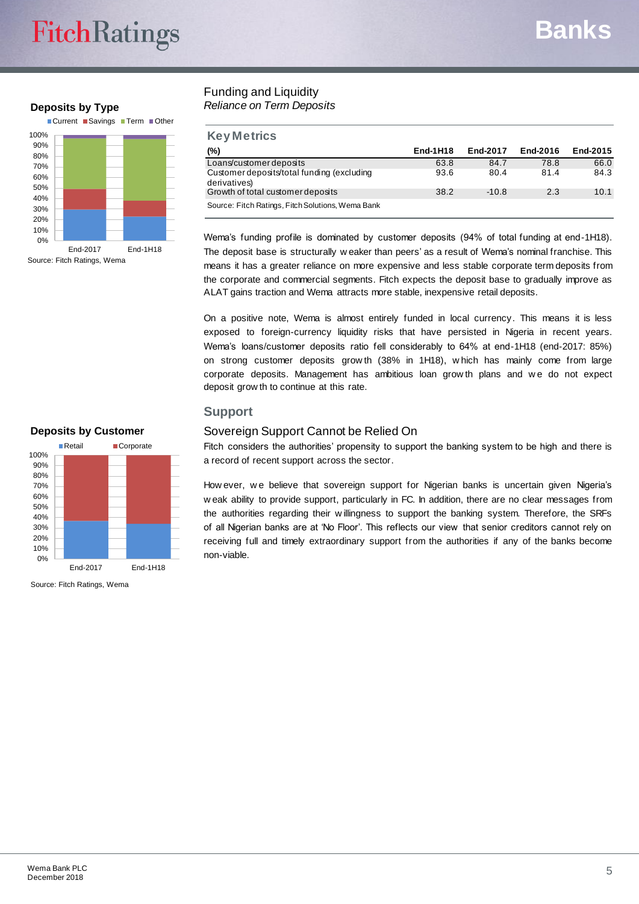## Funding and Liquidity

*Reliance on Term Deposits*

### Key Metrics

| (%) | End-1H18 | End-2017 | End-2016 | End-2015 |
|---|---|---|---|---|
| Loans/customer deposits | 63.8 | 84.7 | 78.8 | 66.0 |
| Customer deposits/total funding (excluding derivatives) | 93.6 | 80.4 | 81.4 | 84.3 |
| Growth of total customer deposits | 38.2 | -10.8 | 2.3 | 10.1 |

Source: Fitch Ratings, Fitch Solutions, Wema Bank

Wema's funding profile is dominated by customer deposits (94% of total funding at end-1H18). The deposit base is structurally weaker than peers' as a result of Wema's nominal franchise. This means it has a greater reliance on more expensive and less stable corporate term deposits from the corporate and commercial segments. Fitch expects the deposit base to gradually improve as ALAT gains traction and Wema attracts more stable, inexpensive retail deposits.

On a positive note, Wema is almost entirely funded in local currency. This means it is less exposed to foreign-currency liquidity risks that have persisted in Nigeria in recent years. Wema's loans/customer deposits ratio fell considerably to 64% at end-1H18 (end-2017: 85%) on strong customer deposits growth (38% in 1H18), which has mainly come from large corporate deposits. Management has ambitious loan growth plans and we do not expect deposit growth to continue at this rate.

**Deposits by Type**

Current / Savings / Term / Other — End-2017, End-1H18

Source: Fitch Ratings, Wema

## Support

### Sovereign Support Cannot be Relied On

Fitch considers the authorities' propensity to support the banking system to be high and there is a record of recent support across the sector.

However, we believe that sovereign support for Nigerian banks is uncertain given Nigeria's weak ability to provide support, particularly in FC. In addition, there are no clear messages from the authorities regarding their willingness to support the banking system. Therefore, the SRFs of all Nigerian banks are at 'No Floor'. This reflects our view that senior creditors cannot rely on receiving full and timely extraordinary support from the authorities if any of the banks become non-viable.

**Deposits by Customer**

Retail / Corporate — End-2017, End-1H18

Source: Fitch Ratings, Wema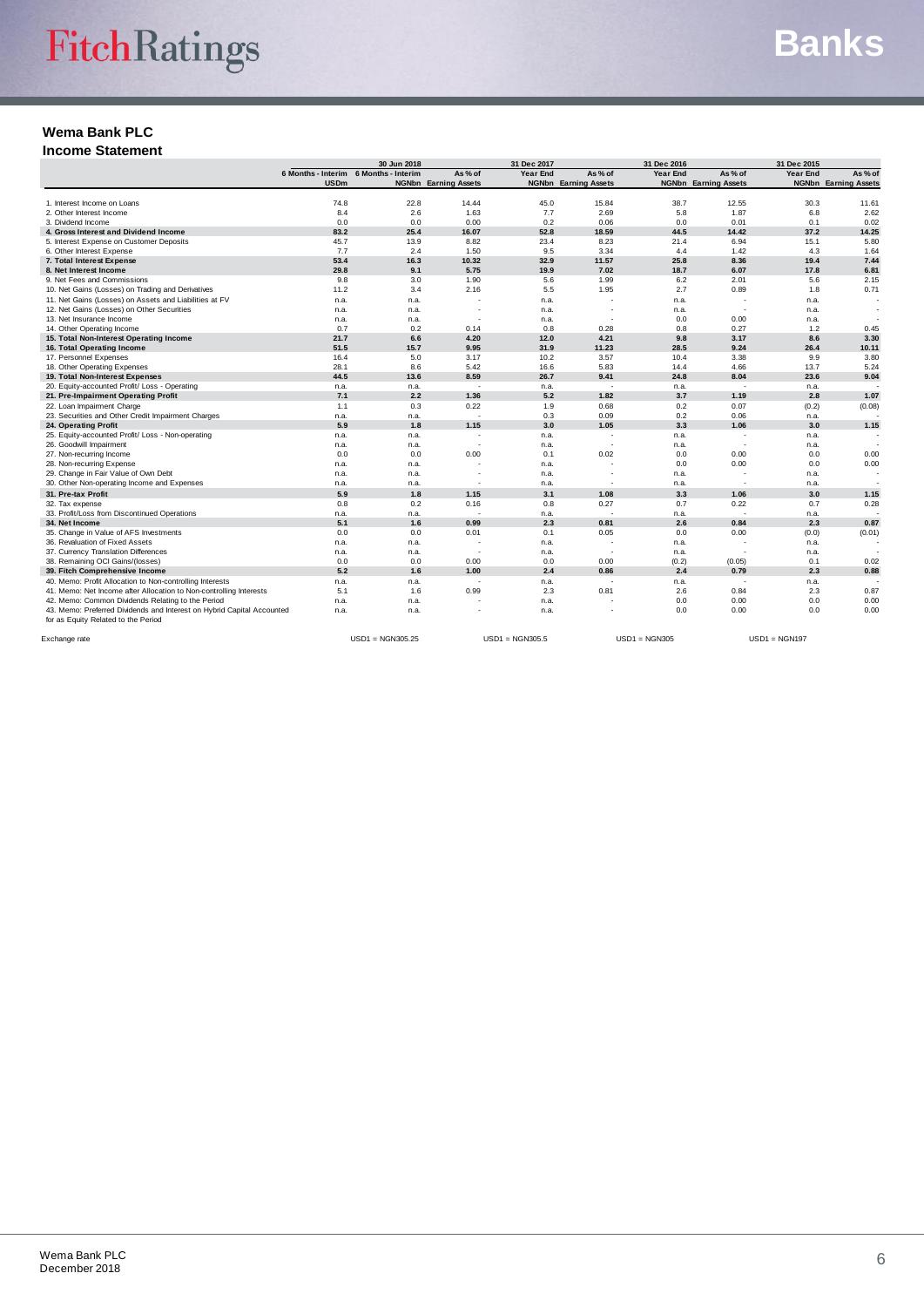## Wema Bank PLC

### Income Statement

| | 30 Jun 2018 | | | 31 Dec 2017 | | 31 Dec 2016 | | 31 Dec 2015 | |
|---|---|---|---|---|---|---|---|---|---|
| | 6 Months - Interim USDm | 6 Months - Interim NGNbn | As % of Earning Assets | Year End NGNbn | As % of Earning Assets | Year End NGNbn | As % of Earning Assets | Year End NGNbn | As % of Earning Assets |
| 1. Interest Income on Loans | 74.8 | 22.8 | 14.44 | 45.0 | 15.84 | 38.7 | 12.55 | 30.3 | 11.61 |
| 2. Other Interest Income | 8.4 | 2.6 | 1.63 | 7.7 | 2.69 | 5.8 | 1.87 | 6.8 | 2.62 |
| 3. Dividend Income | 0.0 | 0.0 | 0.00 | 0.2 | 0.06 | 0.0 | 0.01 | 0.1 | 0.02 |
| **4. Gross Interest and Dividend Income** | **83.2** | **25.4** | **16.07** | **52.8** | **18.59** | **44.5** | **14.42** | **37.2** | **14.25** |
| 5. Interest Expense on Customer Deposits | 45.7 | 13.9 | 8.82 | 23.4 | 8.23 | 21.4 | 6.94 | 15.1 | 5.80 |
| 6. Other Interest Expense | 7.7 | 2.4 | 1.50 | 9.5 | 3.34 | 4.4 | 1.42 | 4.3 | 1.64 |
| **7. Total Interest Expense** | **53.4** | **16.3** | **10.32** | **32.9** | **11.57** | **25.8** | **8.36** | **19.4** | **7.44** |
| **8. Net Interest Income** | **29.8** | **9.1** | **5.75** | **19.9** | **7.02** | **18.7** | **6.07** | **17.8** | **6.81** |
| 9. Net Fees and Commissions | 9.8 | 3.0 | 1.90 | 5.6 | 1.99 | 6.2 | 2.01 | 5.6 | 2.15 |
| 10. Net Gains (Losses) on Trading and Derivatives | 11.2 | 3.4 | 2.16 | 5.5 | 1.95 | 2.7 | 0.89 | 1.8 | 0.71 |
| 11. Net Gains (Losses) on Assets and Liabilities at FV | n.a. | n.a. | - | n.a. | - | n.a. | - | n.a. | - |
| 12. Net Gains (Losses) on Other Securities | n.a. | n.a. | - | n.a. | - | n.a. | - | n.a. | - |
| 13. Net Insurance Income | n.a. | n.a. | - | n.a. | - | 0.0 | 0.00 | n.a. | - |
| 14. Other Operating Income | 0.7 | 0.2 | 0.14 | 0.8 | 0.28 | 0.8 | 0.27 | 1.2 | 0.45 |
| **15. Total Non-Interest Operating Income** | **21.7** | **6.6** | **4.20** | **12.0** | **4.21** | **9.8** | **3.17** | **8.6** | **3.30** |
| **16. Total Operating Income** | **51.5** | **15.7** | **9.95** | **31.9** | **11.23** | **28.5** | **9.24** | **26.4** | **10.11** |
| 17. Personnel Expenses | 16.4 | 5.0 | 3.17 | 10.2 | 3.57 | 10.4 | 3.38 | 9.9 | 3.80 |
| 18. Other Operating Expenses | 28.1 | 8.6 | 5.42 | 16.6 | 5.83 | 14.4 | 4.66 | 13.7 | 5.24 |
| **19. Total Non-Interest Expenses** | **44.5** | **13.6** | **8.59** | **26.7** | **9.41** | **24.8** | **8.04** | **23.6** | **9.04** |
| 20. Equity-accounted Profit/ Loss - Operating | n.a. | n.a. | - | n.a. | - | n.a. | - | n.a. | - |
| **21. Pre-Impairment Operating Profit** | **7.1** | **2.2** | **1.36** | **5.2** | **1.82** | **3.7** | **1.19** | **2.8** | **1.07** |
| 22. Loan Impairment Charge | 1.1 | 0.3 | 0.22 | 1.9 | 0.68 | 0.2 | 0.07 | (0.2) | (0.08) |
| 23. Securities and Other Credit Impairment Charges | n.a. | n.a. | - | 0.3 | 0.09 | 0.2 | 0.06 | n.a. | - |
| **24. Operating Profit** | **5.9** | **1.8** | **1.15** | **3.0** | **1.05** | **3.3** | **1.06** | **3.0** | **1.15** |
| 25. Equity-accounted Profit/ Loss - Non-operating | n.a. | n.a. | - | n.a. | - | n.a. | - | n.a. | - |
| 26. Goodwill Impairment | n.a. | n.a. | - | n.a. | - | n.a. | - | n.a. | - |
| 27. Non-recurring Income | 0.0 | 0.0 | 0.00 | 0.1 | 0.02 | 0.0 | 0.00 | 0.0 | 0.00 |
| 28. Non-recurring Expense | n.a. | n.a. | - | n.a. | - | 0.0 | 0.00 | 0.0 | 0.00 |
| 29. Change in Fair Value of Own Debt | n.a. | n.a. | - | n.a. | - | n.a. | - | n.a. | - |
| 30. Other Non-operating Income and Expenses | n.a. | n.a. | - | n.a. | - | n.a. | - | n.a. | - |
| **31. Pre-tax Profit** | **5.9** | **1.8** | **1.15** | **3.1** | **1.08** | **3.3** | **1.06** | **3.0** | **1.15** |
| 32. Tax expense | 0.8 | 0.2 | 0.16 | 0.8 | 0.27 | 0.7 | 0.22 | 0.7 | 0.28 |
| 33. Profit/Loss from Discontinued Operations | n.a. | n.a. | - | n.a. | - | n.a. | - | n.a. | - |
| **34. Net Income** | **5.1** | **1.6** | **0.99** | **2.3** | **0.81** | **2.6** | **0.84** | **2.3** | **0.87** |
| 35. Change in Value of AFS Investments | 0.0 | 0.0 | 0.01 | 0.1 | 0.05 | 0.0 | 0.00 | (0.0) | (0.01) |
| 36. Revaluation of Fixed Assets | n.a. | n.a. | - | n.a. | - | n.a. | - | n.a. | - |
| 37. Currency Translation Differences | n.a. | n.a. | - | n.a. | - | n.a. | - | n.a. | - |
| 38. Remaining OCI Gains/(losses) | 0.0 | 0.0 | 0.00 | 0.0 | 0.00 | (0.2) | (0.05) | 0.1 | 0.02 |
| **39. Fitch Comprehensive Income** | **5.2** | **1.6** | **1.00** | **2.4** | **0.86** | **2.4** | **0.79** | **2.3** | **0.88** |
| 40. Memo: Profit Allocation to Non-controlling Interests | n.a. | n.a. | - | n.a. | - | n.a. | - | n.a. | - |
| 41. Memo: Net Income after Allocation to Non-controlling Interests | 5.1 | 1.6 | 0.99 | 2.3 | 0.81 | 2.6 | 0.84 | 2.3 | 0.87 |
| 42. Memo: Common Dividends Relating to the Period | n.a. | n.a. | - | n.a. | - | 0.0 | 0.00 | 0.0 | 0.00 |
| 43. Memo: Preferred Dividends and Interest on Hybrid Capital Accounted for as Equity Related to the Period | n.a. | n.a. | - | n.a. | - | 0.0 | 0.00 | 0.0 | 0.00 |
| Exchange rate | | USD1 = NGN305.25 | | USD1 = NGN305.5 | | USD1 = NGN305 | | USD1 = NGN197 | |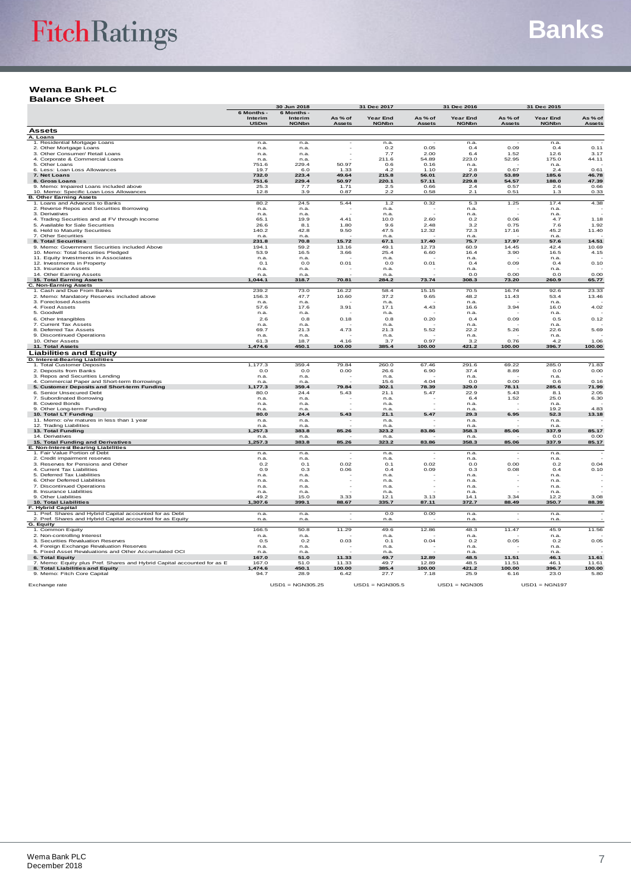# Wema Bank PLC

## Balance Sheet

| | 30 Jun 2018 | | | 31 Dec 2017 | | 31 Dec 2016 | | 31 Dec 2015 | |
|---|---|---|---|---|---|---|---|---|---|
| | 6 Months - Interim USDm | 6 Months - Interim NGNbn | As % of Assets | Year End NGNbn | As % of Assets | Year End NGNbn | As % of Assets | Year End NGNbn | As % of Assets |
| **Assets** | | | | | | | | | |
| **A. Loans** | | | | | | | | | |
| 1. Residential Mortgage Loans | n.a. | n.a. | - | n.a. | - | n.a. | - | n.a. | - |
| 2. Other Mortgage Loans | n.a. | n.a. | - | 0.2 | 0.05 | 0.4 | 0.09 | 0.4 | 0.11 |
| 3. Other Consumer/ Retail Loans | n.a. | n.a. | - | 7.7 | 2.00 | 6.4 | 1.52 | 12.6 | 3.17 |
| 4. Corporate & Commercial Loans | n.a. | n.a. | - | 211.6 | 54.89 | 223.0 | 52.95 | 175.0 | 44.11 |
| 5. Other Loans | 751.6 | 229.4 | 50.97 | 0.6 | 0.16 | n.a. | - | n.a. | - |
| 6. Less: Loan Loss Allowances | 19.7 | 6.0 | 1.33 | 4.2 | 1.10 | 2.8 | 0.67 | 2.4 | 0.61 |
| **7. Net Loans** | **732.0** | **223.4** | **49.64** | **215.8** | **56.01** | **227.0** | **53.89** | **185.6** | **46.78** |
| **8. Gross Loans** | **751.6** | **229.4** | **50.97** | **220.1** | **57.11** | **229.8** | **54.57** | **188.0** | **47.39** |
| 9. Memo: Impaired Loans included above | 25.3 | 7.7 | 1.71 | 2.5 | 0.66 | 2.4 | 0.57 | 2.6 | 0.66 |
| 10. Memo: Specific Loan Loss Allowances | 12.8 | 3.9 | 0.87 | 2.2 | 0.58 | 2.1 | 0.51 | 1.3 | 0.33 |
| **B. Other Earning Assets** | | | | | | | | | |
| 1. Loans and Advances to Banks | 80.2 | 24.5 | 5.44 | 1.2 | 0.32 | 5.3 | 1.25 | 17.4 | 4.38 |
| 2. Reverse Repos and Securities Borrowing | n.a. | n.a. | - | n.a. | - | n.a. | - | n.a. | - |
| 3. Derivatives | n.a. | n.a. | - | n.a. | - | n.a. | - | n.a. | - |
| 4. Trading Securities and at FV through Income | 65.1 | 19.9 | 4.41 | 10.0 | 2.60 | 0.2 | 0.06 | 4.7 | 1.18 |
| 5. Available for Sale Securities | 26.6 | 8.1 | 1.80 | 9.6 | 2.48 | 3.2 | 0.75 | 7.6 | 1.92 |
| 6. Held to Maturity Securities | 140.2 | 42.8 | 9.50 | 47.5 | 12.32 | 72.3 | 17.16 | 45.2 | 11.40 |
| 7. Other Securities | n.a. | n.a. | - | n.a. | - | n.a. | - | n.a. | - |
| **8. Total Securities** | **231.8** | **70.8** | **15.72** | **67.1** | **17.40** | **75.7** | **17.97** | **57.6** | **14.51** |
| 9. Memo: Government Securities included Above | 194.1 | 59.2 | 13.16 | 49.1 | 12.73 | 60.9 | 14.45 | 42.4 | 10.69 |
| 10. Memo: Total Securities Pledged | 53.9 | 16.5 | 3.66 | 25.4 | 6.60 | 16.4 | 3.90 | 16.5 | 4.15 |
| 11. Equity Investments in Associates | n.a. | n.a. | - | n.a. | - | n.a. | - | n.a. | - |
| 12. Investments in Property | 0.1 | 0.0 | 0.01 | 0.0 | 0.01 | 0.4 | 0.09 | 0.4 | 0.10 |
| 13. Insurance Assets | n.a. | n.a. | - | n.a. | - | n.a. | - | n.a. | - |
| 14. Other Earning Assets | n.a. | n.a. | - | n.a. | - | 0.0 | 0.00 | 0.0 | 0.00 |
| **15. Total Earning Assets** | **1,044.1** | **318.7** | **70.81** | **284.2** | **73.74** | **308.3** | **73.20** | **260.9** | **65.77** |
| **C. Non-Earning Assets** | | | | | | | | | |
| 1. Cash and Due From Banks | 239.2 | 73.0 | 16.22 | 58.4 | 15.15 | 70.5 | 16.74 | 92.6 | 23.33 |
| 2. Memo: Mandatory Reserves included above | 156.3 | 47.7 | 10.60 | 37.2 | 9.65 | 48.2 | 11.43 | 53.4 | 13.46 |
| 3. Foreclosed Assets | n.a. | n.a. | - | n.a. | - | n.a. | - | n.a. | - |
| 4. Fixed Assets | 57.6 | 17.6 | 3.91 | 17.1 | 4.43 | 16.6 | 3.94 | 16.0 | 4.02 |
| 5. Goodwill | n.a. | n.a. | - | n.a. | - | n.a. | - | n.a. | - |
| 6. Other Intangibles | 2.6 | 0.8 | 0.18 | 0.8 | 0.20 | 0.4 | 0.09 | 0.5 | 0.12 |
| 7. Current Tax Assets | n.a. | n.a. | - | n.a. | - | n.a. | - | n.a. | - |
| 8. Deferred Tax Assets | 69.7 | 21.3 | 4.73 | 21.3 | 5.52 | 22.2 | 5.26 | 22.6 | 5.69 |
| 9. Discontinued Operations | n.a. | n.a. | - | n.a. | - | n.a. | - | n.a. | - |
| 10. Other Assets | 61.3 | 18.7 | 4.16 | 3.7 | 0.97 | 3.2 | 0.76 | 4.2 | 1.06 |
| **11. Total Assets** | **1,474.6** | **450.1** | **100.00** | **385.4** | **100.00** | **421.2** | **100.00** | **396.7** | **100.00** |
| **Liabilities and Equity** | | | | | | | | | |
| **D. Interest-Bearing Liabilities** | | | | | | | | | |
| 1. Total Customer Deposits | 1,177.3 | 359.4 | 79.84 | 260.0 | 67.46 | 291.6 | 69.22 | 285.0 | 71.83 |
| 2. Deposits from Banks | 0.0 | 0.0 | 0.00 | 26.6 | 6.90 | 37.4 | 8.89 | 0.0 | 0.00 |
| 3. Repos and Securities Lending | n.a. | n.a. | - | n.a. | - | n.a. | - | n.a. | - |
| 4. Commercial Paper and Short-term Borrowings | n.a. | n.a. | - | 15.6 | 4.04 | 0.0 | 0.00 | 0.6 | 0.16 |
| **5. Customer Deposits and Short-term Funding** | **1,177.3** | **359.4** | **79.84** | **302.1** | **78.39** | **329.0** | **78.11** | **285.6** | **71.99** |
| 6. Senior Unsecured Debt | 80.0 | 24.4 | 5.43 | 21.1 | 5.47 | 22.9 | 5.43 | 8.1 | 2.05 |
| 7. Subordinated Borrowing | n.a. | n.a. | - | n.a. | - | 6.4 | 1.52 | 25.0 | 6.30 |
| 8. Covered Bonds | n.a. | n.a. | - | n.a. | - | n.a. | - | n.a. | - |
| 9. Other Long-term Funding | n.a. | n.a. | - | n.a. | - | n.a. | - | 19.2 | 4.83 |
| **10. Total LT Funding** | **80.0** | **24.4** | **5.43** | **21.1** | **5.47** | **29.3** | **6.95** | **52.3** | **13.18** |
| 11. Memo: o/w matures in less than 1 year | n.a. | n.a. | - | n.a. | - | n.a. | - | n.a. | - |
| 12. Trading Liabilities | n.a. | n.a. | - | n.a. | - | n.a. | - | n.a. | - |
| **13. Total Funding** | **1,257.3** | **383.8** | **85.26** | **323.2** | **83.86** | **358.3** | **85.06** | **337.9** | **85.17** |
| 14. Derivatives | n.a. | n.a. | - | n.a. | - | n.a. | - | 0.0 | 0.00 |
| **15. Total Funding and Derivatives** | **1,257.3** | **383.8** | **85.26** | **323.2** | **83.86** | **358.3** | **85.06** | **337.9** | **85.17** |
| **E. Non-Interest Bearing Liabilities** | | | | | | | | | |
| 1. Fair Value Portion of Debt | n.a. | n.a. | - | n.a. | - | n.a. | - | n.a. | - |
| 2. Credit impairment reserves | n.a. | n.a. | - | n.a. | - | n.a. | - | n.a. | - |
| 3. Reserves for Pensions and Other | 0.2 | 0.1 | 0.02 | 0.1 | 0.02 | 0.0 | 0.00 | 0.2 | 0.04 |
| 4. Current Tax Liabilities | 0.9 | 0.3 | 0.06 | 0.4 | 0.09 | 0.3 | 0.08 | 0.4 | 0.10 |
| 5. Deferred Tax Liabilities | n.a. | n.a. | - | n.a. | - | n.a. | - | n.a. | - |
| 6. Other Deferred Liabilities | n.a. | n.a. | - | n.a. | - | n.a. | - | n.a. | - |
| 7. Discontinued Operations | n.a. | n.a. | - | n.a. | - | n.a. | - | n.a. | - |
| 8. Insurance Liabilities | n.a. | n.a. | - | n.a. | - | n.a. | - | n.a. | - |
| 9. Other Liabilities | 49.2 | 15.0 | 3.33 | 12.1 | 3.13 | 14.1 | 3.34 | 12.2 | 3.08 |
| **10. Total Liabilities** | **1,307.6** | **399.1** | **88.67** | **335.7** | **87.11** | **372.7** | **88.49** | **350.7** | **88.39** |
| **F. Hybrid Capital** | | | | | | | | | |
| 1. Pref. Shares and Hybrid Capital accounted for as Debt | n.a. | n.a. | - | 0.0 | 0.00 | n.a. | - | n.a. | - |
| 2. Pref. Shares and Hybrid Capital accounted for as Equity | n.a. | n.a. | - | n.a. | - | n.a. | - | n.a. | - |
| **G. Equity** | | | | | | | | | |
| 1. Common Equity | 166.5 | 50.8 | 11.29 | 49.6 | 12.86 | 48.3 | 11.47 | 45.9 | 11.56 |
| 2. Non-controlling Interest | n.a. | n.a. | - | n.a. | - | n.a. | - | n.a. | - |
| 3. Securities Revaluation Reserves | 0.5 | 0.2 | 0.03 | 0.1 | 0.04 | 0.2 | 0.05 | 0.2 | 0.05 |
| 4. Foreign Exchange Revaluation Reserves | n.a. | n.a. | - | n.a. | - | n.a. | - | n.a. | - |
| 5. Fixed Asset Revaluations and Other Accumulated OCI | n.a. | n.a. | - | n.a. | - | n.a. | - | n.a. | - |
| **6. Total Equity** | **167.0** | **51.0** | **11.33** | **49.7** | **12.89** | **48.5** | **11.51** | **46.1** | **11.61** |
| 7. Memo: Equity plus Pref. Shares and Hybrid Capital accounted for as E | 167.0 | 51.0 | 11.33 | 49.7 | 12.89 | 48.5 | 11.51 | 46.1 | 11.61 |
| **8. Total Liabilities and Equity** | **1,474.6** | **450.1** | **100.00** | **385.4** | **100.00** | **421.2** | **100.00** | **396.7** | **100.00** |
| 9. Memo: Fitch Core Capital | 94.7 | 28.9 | 6.42 | 27.7 | 7.18 | 25.9 | 6.16 | 23.0 | 5.80 |
| Exchange rate | | USD1 = NGN305.25 | | USD1 = NGN305.5 | | USD1 = NGN305 | | USD1 = NGN197 | |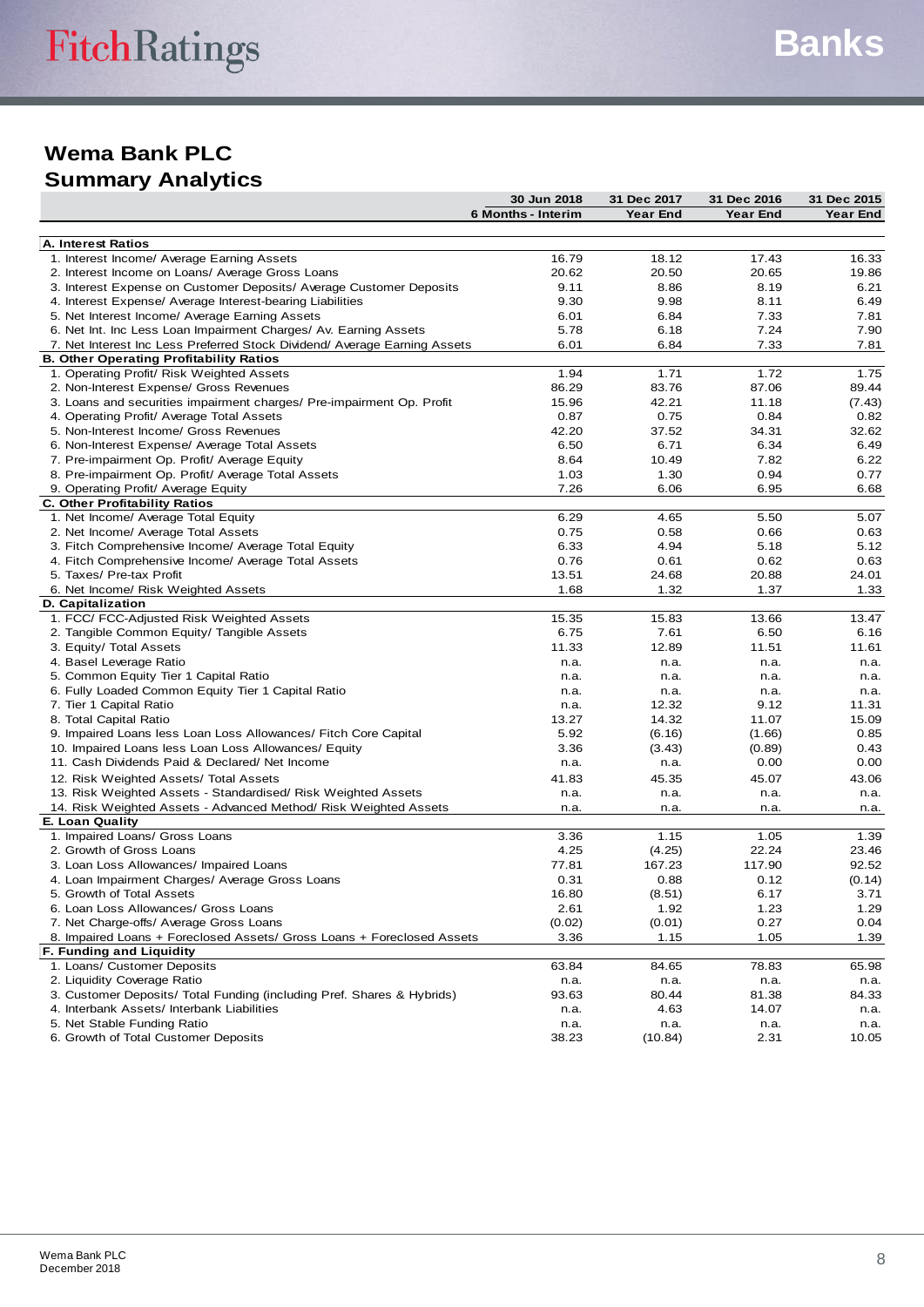# Wema Bank PLC

## Summary Analytics

| | 30 Jun 2018<br>6 Months - Interim | 31 Dec 2017<br>Year End | 31 Dec 2016<br>Year End | 31 Dec 2015<br>Year End |
|---|---|---|---|---|
| **A. Interest Ratios** | | | | |
| 1. Interest Income/ Average Earning Assets | 16.79 | 18.12 | 17.43 | 16.33 |
| 2. Interest Income on Loans/ Average Gross Loans | 20.62 | 20.50 | 20.65 | 19.86 |
| 3. Interest Expense on Customer Deposits/ Average Customer Deposits | 9.11 | 8.86 | 8.19 | 6.21 |
| 4. Interest Expense/ Average Interest-bearing Liabilities | 9.30 | 9.98 | 8.11 | 6.49 |
| 5. Net Interest Income/ Average Earning Assets | 6.01 | 6.84 | 7.33 | 7.81 |
| 6. Net Int. Inc Less Loan Impairment Charges/ Av. Earning Assets | 5.78 | 6.18 | 7.24 | 7.90 |
| 7. Net Interest Inc Less Preferred Stock Dividend/ Average Earning Assets | 6.01 | 6.84 | 7.33 | 7.81 |
| **B. Other Operating Profitability Ratios** | | | | |
| 1. Operating Profit/ Risk Weighted Assets | 1.94 | 1.71 | 1.72 | 1.75 |
| 2. Non-Interest Expense/ Gross Revenues | 86.29 | 83.76 | 87.06 | 89.44 |
| 3. Loans and securities impairment charges/ Pre-impairment Op. Profit | 15.96 | 42.21 | 11.18 | (7.43) |
| 4. Operating Profit/ Average Total Assets | 0.87 | 0.75 | 0.84 | 0.82 |
| 5. Non-Interest Income/ Gross Revenues | 42.20 | 37.52 | 34.31 | 32.62 |
| 6. Non-Interest Expense/ Average Total Assets | 6.50 | 6.71 | 6.34 | 6.49 |
| 7. Pre-impairment Op. Profit/ Average Equity | 8.64 | 10.49 | 7.82 | 6.22 |
| 8. Pre-impairment Op. Profit/ Average Total Assets | 1.03 | 1.30 | 0.94 | 0.77 |
| 9. Operating Profit/ Average Equity | 7.26 | 6.06 | 6.95 | 6.68 |
| **C. Other Profitability Ratios** | | | | |
| 1. Net Income/ Average Total Equity | 6.29 | 4.65 | 5.50 | 5.07 |
| 2. Net Income/ Average Total Assets | 0.75 | 0.58 | 0.66 | 0.63 |
| 3. Fitch Comprehensive Income/ Average Total Equity | 6.33 | 4.94 | 5.18 | 5.12 |
| 4. Fitch Comprehensive Income/ Average Total Assets | 0.76 | 0.61 | 0.62 | 0.63 |
| 5. Taxes/ Pre-tax Profit | 13.51 | 24.68 | 20.88 | 24.01 |
| 6. Net Income/ Risk Weighted Assets | 1.68 | 1.32 | 1.37 | 1.33 |
| **D. Capitalization** | | | | |
| 1. FCC/ FCC-Adjusted Risk Weighted Assets | 15.35 | 15.83 | 13.66 | 13.47 |
| 2. Tangible Common Equity/ Tangible Assets | 6.75 | 7.61 | 6.50 | 6.16 |
| 3. Equity/ Total Assets | 11.33 | 12.89 | 11.51 | 11.61 |
| 4. Basel Leverage Ratio | n.a. | n.a. | n.a. | n.a. |
| 5. Common Equity Tier 1 Capital Ratio | n.a. | n.a. | n.a. | n.a. |
| 6. Fully Loaded Common Equity Tier 1 Capital Ratio | n.a. | n.a. | n.a. | n.a. |
| 7. Tier 1 Capital Ratio | n.a. | 12.32 | 9.12 | 11.31 |
| 8. Total Capital Ratio | 13.27 | 14.32 | 11.07 | 15.09 |
| 9. Impaired Loans less Loan Loss Allowances/ Fitch Core Capital | 5.92 | (6.16) | (1.66) | 0.85 |
| 10. Impaired Loans less Loan Loss Allowances/ Equity | 3.36 | (3.43) | (0.89) | 0.43 |
| 11. Cash Dividends Paid & Declared/ Net Income | n.a. | n.a. | 0.00 | 0.00 |
| 12. Risk Weighted Assets/ Total Assets | 41.83 | 45.35 | 45.07 | 43.06 |
| 13. Risk Weighted Assets - Standardised/ Risk Weighted Assets | n.a. | n.a. | n.a. | n.a. |
| 14. Risk Weighted Assets - Advanced Method/ Risk Weighted Assets | n.a. | n.a. | n.a. | n.a. |
| **E. Loan Quality** | | | | |
| 1. Impaired Loans/ Gross Loans | 3.36 | 1.15 | 1.05 | 1.39 |
| 2. Growth of Gross Loans | 4.25 | (4.25) | 22.24 | 23.46 |
| 3. Loan Loss Allowances/ Impaired Loans | 77.81 | 167.23 | 117.90 | 92.52 |
| 4. Loan Impairment Charges/ Average Gross Loans | 0.31 | 0.88 | 0.12 | (0.14) |
| 5. Growth of Total Assets | 16.80 | (8.51) | 6.17 | 3.71 |
| 6. Loan Loss Allowances/ Gross Loans | 2.61 | 1.92 | 1.23 | 1.29 |
| 7. Net Charge-offs/ Average Gross Loans | (0.02) | (0.01) | 0.27 | 0.04 |
| 8. Impaired Loans + Foreclosed Assets/ Gross Loans + Foreclosed Assets | 3.36 | 1.15 | 1.05 | 1.39 |
| **F. Funding and Liquidity** | | | | |
| 1. Loans/ Customer Deposits | 63.84 | 84.65 | 78.83 | 65.98 |
| 2. Liquidity Coverage Ratio | n.a. | n.a. | n.a. | n.a. |
| 3. Customer Deposits/ Total Funding (including Pref. Shares & Hybrids) | 93.63 | 80.44 | 81.38 | 84.33 |
| 4. Interbank Assets/ Interbank Liabilities | n.a. | 4.63 | 14.07 | n.a. |
| 5. Net Stable Funding Ratio | n.a. | n.a. | n.a. | n.a. |
| 6. Growth of Total Customer Deposits | 38.23 | (10.84) | 2.31 | 10.05 |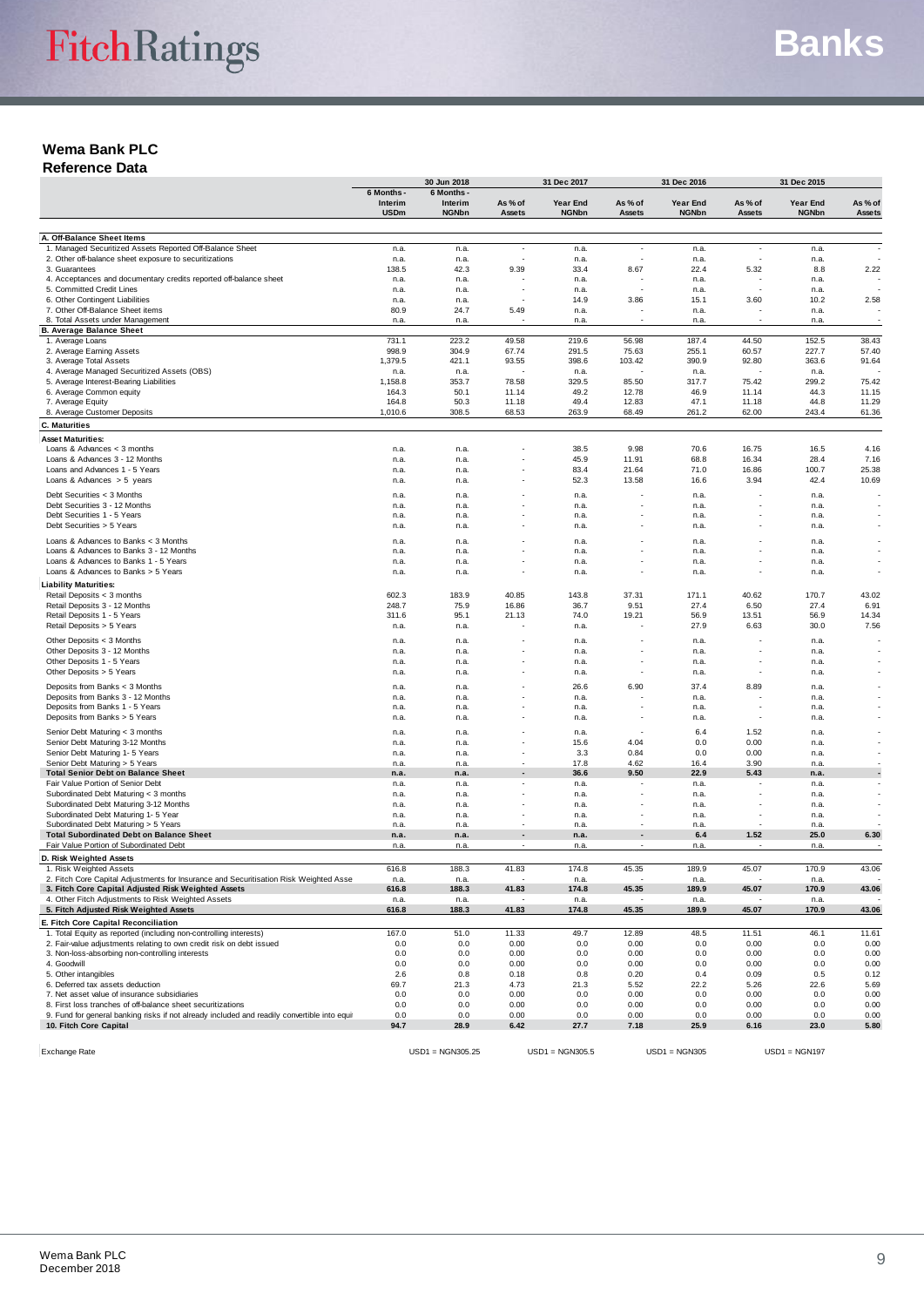# Wema Bank PLC

## Reference Data

| | 30 Jun 2018 | | | 31 Dec 2017 | | 31 Dec 2016 | | 31 Dec 2015 | |
|---|---|---|---|---|---|---|---|---|---|
| | 6 Months - Interim USDm | 6 Months - Interim NGNbn | As % of Assets | Year End NGNbn | As % of Assets | Year End NGNbn | As % of Assets | Year End NGNbn | As % of Assets |
| **A. Off-Balance Sheet Items** | | | | | | | | | |
| 1. Managed Securitized Assets Reported Off-Balance Sheet | n.a. | n.a. | - | n.a. | - | n.a. | - | n.a. | - |
| 2. Other off-balance sheet exposure to securitizations | n.a. | n.a. | - | n.a. | - | n.a. | - | n.a. | - |
| 3. Guarantees | 138.5 | 42.3 | 9.39 | 33.4 | 8.67 | 22.4 | 5.32 | 8.8 | 2.22 |
| 4. Acceptances and documentary credits reported off-balance sheet | n.a. | n.a. | - | n.a. | - | n.a. | - | n.a. | - |
| 5. Committed Credit Lines | n.a. | n.a. | - | n.a. | - | n.a. | - | n.a. | - |
| 6. Other Contingent Liabilities | n.a. | n.a. | - | 14.9 | 3.86 | 15.1 | 3.60 | 10.2 | 2.58 |
| 7. Other Off-Balance Sheet items | 80.9 | 24.7 | 5.49 | n.a. | - | n.a. | - | n.a. | - |
| 8. Total Assets under Management | n.a. | n.a. | - | n.a. | - | n.a. | - | n.a. | - |
| **B. Average Balance Sheet** | | | | | | | | | |
| 1. Average Loans | 731.1 | 223.2 | 49.58 | 219.6 | 56.98 | 187.4 | 44.50 | 152.5 | 38.43 |
| 2. Average Earning Assets | 998.9 | 304.9 | 67.74 | 291.5 | 75.63 | 255.1 | 60.57 | 227.7 | 57.40 |
| 3. Average Total Assets | 1,379.5 | 421.1 | 93.55 | 398.6 | 103.42 | 390.9 | 92.80 | 363.6 | 91.64 |
| 4. Average Managed Securitized Assets (OBS) | n.a. | n.a. | - | n.a. | - | n.a. | - | n.a. | - |
| 5. Average Interest-Bearing Liabilities | 1,158.8 | 353.7 | 78.58 | 329.5 | 85.50 | 317.7 | 75.42 | 299.2 | 75.42 |
| 6. Average Common equity | 164.3 | 50.1 | 11.14 | 49.2 | 12.78 | 46.9 | 11.14 | 44.3 | 11.15 |
| 7. Average Equity | 164.8 | 50.3 | 11.18 | 49.4 | 12.83 | 47.1 | 11.18 | 44.8 | 11.29 |
| 8. Average Customer Deposits | 1,010.6 | 308.5 | 68.53 | 263.9 | 68.49 | 261.2 | 62.00 | 243.4 | 61.36 |
| **C. Maturities** | | | | | | | | | |
| **Asset Maturities:** | | | | | | | | | |
| Loans & Advances < 3 months | n.a. | n.a. | - | 38.5 | 9.98 | 70.6 | 16.75 | 16.5 | 4.16 |
| Loans & Advances 3 - 12 Months | n.a. | n.a. | - | 45.9 | 11.91 | 68.8 | 16.34 | 28.4 | 7.16 |
| Loans and Advances 1 - 5 Years | n.a. | n.a. | - | 83.4 | 21.64 | 71.0 | 16.86 | 100.7 | 25.38 |
| Loans & Advances > 5 years | n.a. | n.a. | - | 52.3 | 13.58 | 16.6 | 3.94 | 42.4 | 10.69 |
| Debt Securities < 3 Months | n.a. | n.a. | - | n.a. | - | n.a. | - | n.a. | - |
| Debt Securities 3 - 12 Months | n.a. | n.a. | - | n.a. | - | n.a. | - | n.a. | - |
| Debt Securities 1 - 5 Years | n.a. | n.a. | - | n.a. | - | n.a. | - | n.a. | - |
| Debt Securities > 5 Years | n.a. | n.a. | - | n.a. | - | n.a. | - | n.a. | - |
| Loans & Advances to Banks < 3 Months | n.a. | n.a. | - | n.a. | - | n.a. | - | n.a. | - |
| Loans & Advances to Banks 3 - 12 Months | n.a. | n.a. | - | n.a. | - | n.a. | - | n.a. | - |
| Loans & Advances to Banks 1 - 5 Years | n.a. | n.a. | - | n.a. | - | n.a. | - | n.a. | - |
| Loans & Advances to Banks > 5 Years | n.a. | n.a. | - | n.a. | - | n.a. | - | n.a. | - |
| **Liability Maturities:** | | | | | | | | | |
| Retail Deposits < 3 months | 602.3 | 183.9 | 40.85 | 143.8 | 37.31 | 171.1 | 40.62 | 170.7 | 43.02 |
| Retail Deposits 3 - 12 Months | 248.7 | 75.9 | 16.86 | 36.7 | 9.51 | 27.4 | 6.50 | 27.4 | 6.91 |
| Retail Deposits 1 - 5 Years | 311.6 | 95.1 | 21.13 | 74.0 | 19.21 | 56.9 | 13.51 | 56.9 | 14.34 |
| Retail Deposits > 5 Years | n.a. | n.a. | - | n.a. | - | 27.9 | 6.63 | 30.0 | 7.56 |
| Other Deposits < 3 Months | n.a. | n.a. | - | n.a. | - | n.a. | - | n.a. | - |
| Other Deposits 3 - 12 Months | n.a. | n.a. | - | n.a. | - | n.a. | - | n.a. | - |
| Other Deposits 1 - 5 Years | n.a. | n.a. | - | n.a. | - | n.a. | - | n.a. | - |
| Other Deposits > 5 Years | n.a. | n.a. | - | n.a. | - | n.a. | - | n.a. | - |
| Deposits from Banks < 3 Months | n.a. | n.a. | - | 26.6 | 6.90 | 37.4 | 8.89 | n.a. | - |
| Deposits from Banks 3 - 12 Months | n.a. | n.a. | - | n.a. | - | n.a. | - | n.a. | - |
| Deposits from Banks 1 - 5 Years | n.a. | n.a. | - | n.a. | - | n.a. | - | n.a. | - |
| Deposits from Banks > 5 Years | n.a. | n.a. | - | n.a. | - | n.a. | - | n.a. | - |
| Senior Debt Maturing < 3 months | n.a. | n.a. | - | n.a. | - | 6.4 | 1.52 | n.a. | - |
| Senior Debt Maturing 3-12 Months | n.a. | n.a. | - | 15.6 | 4.04 | 0.0 | 0.00 | n.a. | - |
| Senior Debt Maturing 1- 5 Years | n.a. | n.a. | - | 3.3 | 0.84 | 0.0 | 0.00 | n.a. | - |
| Senior Debt Maturing > 5 Years | n.a. | n.a. | - | 17.8 | 4.62 | 16.4 | 3.90 | n.a. | - |
| **Total Senior Debt on Balance Sheet** | **n.a.** | **n.a.** | **-** | **36.6** | **9.50** | **22.9** | **5.43** | **n.a.** | **-** |
| Fair Value Portion of Senior Debt | n.a. | n.a. | - | n.a. | - | n.a. | - | n.a. | - |
| Subordinated Debt Maturing < 3 months | n.a. | n.a. | - | n.a. | - | n.a. | - | n.a. | - |
| Subordinated Debt Maturing 3-12 Months | n.a. | n.a. | - | n.a. | - | n.a. | - | n.a. | - |
| Subordinated Debt Maturing 1- 5 Year | n.a. | n.a. | - | n.a. | - | n.a. | - | n.a. | - |
| Subordinated Debt Maturing > 5 Years | n.a. | n.a. | - | n.a. | - | n.a. | - | n.a. | - |
| **Total Subordinated Debt on Balance Sheet** | **n.a.** | **n.a.** | **-** | **n.a.** | **-** | **6.4** | **1.52** | **25.0** | **6.30** |
| Fair Value Portion of Subordinated Debt | n.a. | n.a. | - | n.a. | - | n.a. | - | n.a. | - |
| **D. Risk Weighted Assets** | | | | | | | | | |
| 1. Risk Weighted Assets | 616.8 | 188.3 | 41.83 | 174.8 | 45.35 | 189.9 | 45.07 | 170.9 | 43.06 |
| 2. Fitch Core Capital Adjustments for Insurance and Securitisation Risk Weighted Asse | n.a. | n.a. | - | n.a. | - | n.a. | - | n.a. | - |
| **3. Fitch Core Capital Adjusted Risk Weighted Assets** | **616.8** | **188.3** | **41.83** | **174.8** | **45.35** | **189.9** | **45.07** | **170.9** | **43.06** |
| 4. Other Fitch Adjustments to Risk Weighted Assets | n.a. | n.a. | - | n.a. | - | n.a. | - | n.a. | - |
| **5. Fitch Adjusted Risk Weighted Assets** | **616.8** | **188.3** | **41.83** | **174.8** | **45.35** | **189.9** | **45.07** | **170.9** | **43.06** |
| **E. Fitch Core Capital Reconciliation** | | | | | | | | | |
| 1. Total Equity as reported (including non-controlling interests) | 167.0 | 51.0 | 11.33 | 49.7 | 12.89 | 48.5 | 11.51 | 46.1 | 11.61 |
| 2. Fair-value adjustments relating to own credit risk on debt issued | 0.0 | 0.0 | 0.00 | 0.0 | 0.00 | 0.0 | 0.00 | 0.0 | 0.00 |
| 3. Non-loss-absorbing non-controlling interests | 0.0 | 0.0 | 0.00 | 0.0 | 0.00 | 0.0 | 0.00 | 0.0 | 0.00 |
| 4. Goodwill | 0.0 | 0.0 | 0.00 | 0.0 | 0.00 | 0.0 | 0.00 | 0.0 | 0.00 |
| 5. Other intangibles | 2.6 | 0.8 | 0.18 | 0.8 | 0.20 | 0.4 | 0.09 | 0.5 | 0.12 |
| 6. Deferred tax assets deduction | 69.7 | 21.3 | 4.73 | 21.3 | 5.52 | 22.2 | 5.26 | 22.6 | 5.69 |
| 7. Net asset value of insurance subsidiaries | 0.0 | 0.0 | 0.00 | 0.0 | 0.00 | 0.0 | 0.00 | 0.0 | 0.00 |
| 8. First loss tranches of off-balance sheet securitizations | 0.0 | 0.0 | 0.00 | 0.0 | 0.00 | 0.0 | 0.00 | 0.0 | 0.00 |
| 9. Fund for general banking risks if not already included and readily convertible into equi | 0.0 | 0.0 | 0.00 | 0.0 | 0.00 | 0.0 | 0.00 | 0.0 | 0.00 |
| **10. Fitch Core Capital** | **94.7** | **28.9** | **6.42** | **27.7** | **7.18** | **25.9** | **6.16** | **23.0** | **5.80** |
| Exchange Rate | | USD1 = NGN305.25 | | USD1 = NGN305.5 | | USD1 = NGN305 | | USD1 = NGN197 | |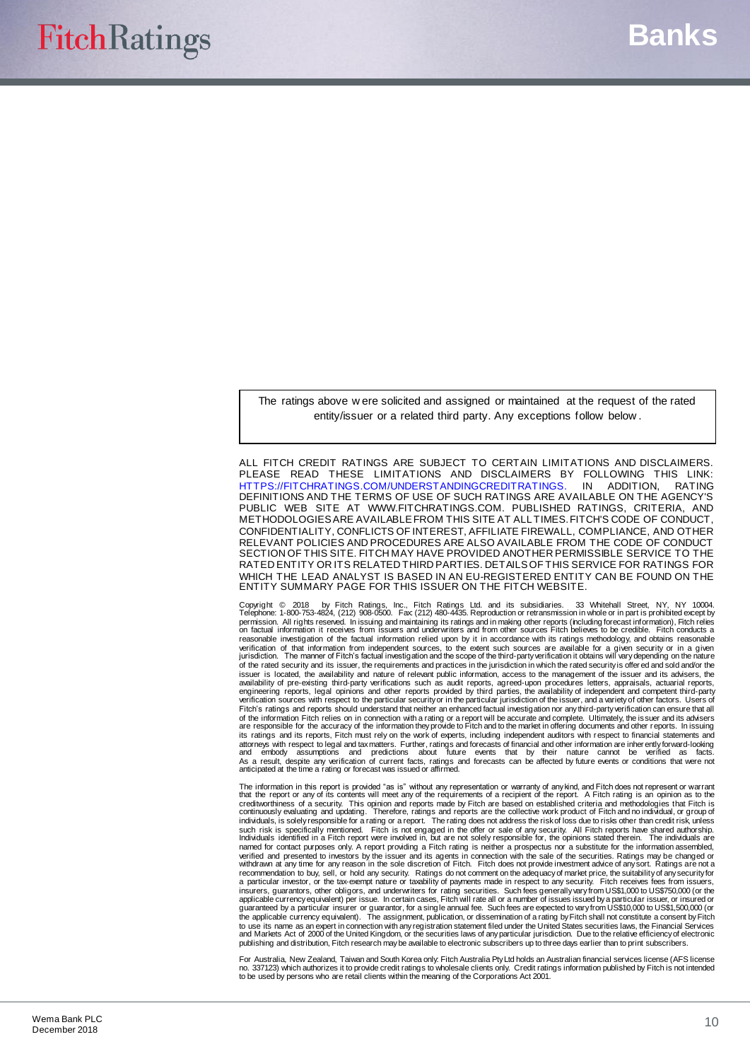The ratings above were solicited and assigned or maintained at the request of the rated entity/issuer or a related third party. Any exceptions follow below.

ALL FITCH CREDIT RATINGS ARE SUBJECT TO CERTAIN LIMITATIONS AND DISCLAIMERS. PLEASE READ THESE LIMITATIONS AND DISCLAIMERS BY FOLLOWING THIS LINK: HTTPS://FITCHRATINGS.COM/UNDERSTANDINGCREDITRATINGS. IN ADDITION, RATING DEFINITIONS AND THE TERMS OF USE OF SUCH RATINGS ARE AVAILABLE ON THE AGENCY'S PUBLIC WEB SITE AT WWW.FITCHRATINGS.COM. PUBLISHED RATINGS, CRITERIA, AND METHODOLOGIES ARE AVAILABLE FROM THIS SITE AT ALL TIMES. FITCH'S CODE OF CONDUCT, CONFIDENTIALITY, CONFLICTS OF INTEREST, AFFILIATE FIREWALL, COMPLIANCE, AND OTHER RELEVANT POLICIES AND PROCEDURES ARE ALSO AVAILABLE FROM THE CODE OF CONDUCT SECTION OF THIS SITE. FITCH MAY HAVE PROVIDED ANOTHER PERMISSIBLE SERVICE TO THE RATED ENTITY OR ITS RELATED THIRD PARTIES. DETAILS OF THIS SERVICE FOR RATINGS FOR WHICH THE LEAD ANALYST IS BASED IN AN EU-REGISTERED ENTITY CAN BE FOUND ON THE ENTITY SUMMARY PAGE FOR THIS ISSUER ON THE FITCH WEBSITE.

Copyright © 2018 by Fitch Ratings, Inc., Fitch Ratings Ltd. and its subsidiaries. 33 Whitehall Street, NY, NY 10004. Telephone: 1-800-753-4824, (212) 908-0500. Fax: (212) 480-4435. Reproduction or retransmission in whole or in part is prohibited except by permission. All rights reserved. In issuing and maintaining its ratings and in making other reports (including forecast information), Fitch relies on factual information it receives from issuers and underwriters and from other sources Fitch believes to be credible. Fitch conducts a reasonable investigation of the factual information relied upon by it in accordance with its ratings methodology, and obtains reasonable verification of that information from independent sources, to the extent such sources are available for a given security or in a given jurisdiction. The manner of Fitch's factual investigation and the scope of the third-party verification it obtains will vary depending on the nature of the rated security and its issuer, the requirements and practices in the jurisdiction in which the rated security is offered and sold and/or the issuer is located, the availability and nature of relevant public information, access to the management of the issuer and its advisers, the availability of pre-existing third-party verifications such as audit reports, agreed-upon procedures letters, appraisals, actuarial reports, engineering reports, legal opinions and other reports provided by third parties, the availability of independent and competent third-party verification sources with respect to the particular security or in the particular jurisdiction of the issuer, and a variety of other factors. Users of Fitch's ratings and reports should understand that neither an enhanced factual investigation nor any third-party verification can ensure that all of the information Fitch relies on in connection with a rating or a report will be accurate and complete. Ultimately, the issuer and its advisers are responsible for the accuracy of the information they provide to Fitch and to the market in offering documents and other reports. In issuing its ratings and its reports, Fitch must rely on the work of experts, including independent auditors with respect to financial statements and attorneys with respect to legal and tax matters. Further, ratings and forecasts of financial and other information are inherently forward-looking and embody assumptions and predictions about future events that by their nature cannot be verified as facts. As a result, despite any verification of current facts, ratings and forecasts can be affected by future events or conditions that were not anticipated at the time a rating or forecast was issued or affirmed.

The information in this report is provided "as is" without any representation or warranty of any kind, and Fitch does not represent or warrant that the report or any of its contents will meet any of the requirements of a recipient of the report. A Fitch rating is an opinion as to the creditworthiness of a security. This opinion and reports made by Fitch are based on established criteria and methodologies that Fitch is continuously evaluating and updating. Therefore, ratings and reports are the collective work product of Fitch and no individual, or group of individuals, is solely responsible for a rating or a report. The rating does not address the risk of loss due to risks other than credit risk, unless such risk is specifically mentioned. Fitch is not engaged in the offer or sale of any security. All Fitch reports have shared authorship. Individuals identified in a Fitch report were involved in, but are not solely responsible for, the opinions stated therein. The individuals are named for contact purposes only. A report providing a Fitch rating is neither a prospectus nor a substitute for the information assembled, verified and presented to investors by the issuer and its agents in connection with the sale of the securities. Ratings may be changed or withdrawn at any time for any reason in the sole discretion of Fitch. Fitch does not provide investment advice of any sort. Ratings are not a recommendation to buy, sell, or hold any security. Ratings do not comment on the adequacy of market price, the suitability of any security for a particular investor, or the tax-exempt nature or taxability of payments made in respect to any security. Fitch receives fees from issuers, insurers, guarantors, other obligors, and underwriters for rating securities. Such fees generally vary from US$1,000 to US$750,000 (or the applicable currency equivalent) per issue. In certain cases, Fitch will rate all or a number of issues issued by a particular issuer, or insured or guaranteed by a particular insurer or guarantor, for a single annual fee. Such fees are expected to vary from US$10,000 to US$1,500,000 (or the applicable currency equivalent). The assignment, publication, or dissemination of a rating by Fitch shall not constitute a consent by Fitch to use its name as an expert in connection with any registration statement filed under the United States securities laws, the Financial Services and Markets Act of 2000 of the United Kingdom, or the securities laws of any particular jurisdiction. Due to the relative efficiency of electronic publishing and distribution, Fitch research may be available to electronic subscribers up to three days earlier than to print subscribers.

For Australia, New Zealand, Taiwan and South Korea only: Fitch Australia Pty Ltd holds an Australian financial services license (AFS license no. 337123) which authorizes it to provide credit ratings to wholesale clients only. Credit ratings information published by Fitch is not intended to be used by persons who are retail clients within the meaning of the Corporations Act 2001.